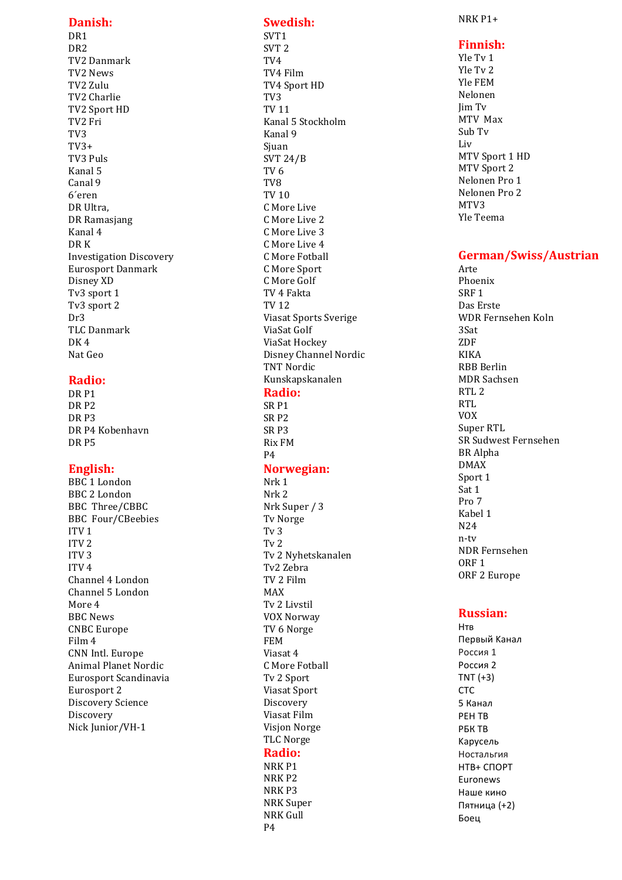## Danish:

DR1
DR2
TV2 Danmark
TV2 News
TV2 Zulu
TV2 Charlie
TV2 Sport HD
TV2 Fri
TV3
TV3+
TV3 Puls
Kanal 5
Canal 9
6´eren
DR Ultra,
DR Ramasjang
Kanal 4
DR K
Investigation Discovery
Eurosport Danmark
Disney XD
Tv3 sport 1
Tv3 sport 2
Dr3
TLC Danmark
DK 4
Nat Geo

## Radio:

DR P1
DR P2
DR P3
DR P4 Kobenhavn
DR P5

## English:

BBC 1 London
BBC 2 London
BBC Three/CBBC
BBC Four/CBeebies
ITV 1
ITV 2
ITV 3
ITV 4
Channel 4 London
Channel 5 London
More 4
BBC News
CNBC Europe
Film 4
CNN Intl. Europe
Animal Planet Nordic
Eurosport Scandinavia
Eurosport 2
Discovery Science
Discovery
Nick Junior/VH-1

## Swedish:

SVT1
SVT 2
TV4
TV4 Film
TV4 Sport HD
TV3
TV 11
Kanal 5 Stockholm
Kanal 9
Sjuan
SVT 24/B
TV 6
TV8
TV 10
C More Live
C More Live 2
C More Live 3
C More Live 4
C More Fotball
C More Sport
C More Golf
TV 4 Fakta
TV 12
Viasat Sports Sverige
ViaSat Golf
ViaSat Hockey
Disney Channel Nordic
TNT Nordic
Kunskapskanalen

## Radio:

SR P1
SR P2
SR P3
Rix FM
P4

## Norwegian:

Nrk 1
Nrk 2
Nrk Super / 3
Tv Norge
Tv 3
Tv 2
Tv 2 Nyhetskanalen
Tv2 Zebra
TV 2 Film
MAX
Tv 2 Livstil
VOX Norway
TV 6 Norge
FEM
Viasat 4
C More Fotball
Tv 2 Sport
Viasat Sport
Discovery
Viasat Film
Visjon Norge
TLC Norge

## Radio:

NRK P1
NRK P2
NRK P3
NRK Super
NRK Gull
P4
NRK P1+

## Finnish:

Yle Tv 1
Yle Tv 2
Yle FEM
Nelonen
Jim Tv
MTV Max
Sub Tv
Liv
MTV Sport 1 HD
MTV Sport 2
Nelonen Pro 1
Nelonen Pro 2
MTV3
Yle Teema

## German/Swiss/Austrian

Arte
Phoenix
SRF 1
Das Erste
WDR Fernsehen Koln
3Sat
ZDF
KIKA
RBB Berlin
MDR Sachsen
RTL 2
RTL
VOX
Super RTL
SR Sudwest Fernsehen
BR Alpha
DMAX
Sport 1
Sat 1
Pro 7
Kabel 1
N24
n-tv
NDR Fernsehen
ORF 1
ORF 2 Europe

## Russian:

Нтв
Первый Канал
Россия 1
Россия 2
TNT (+3)
СТС
5 Канал
РЕН ТВ
РБК ТВ
Карусель
Ностальгия
НТВ+ СПОРТ
Euronews
Наше кино
Пятница (+2)
Боец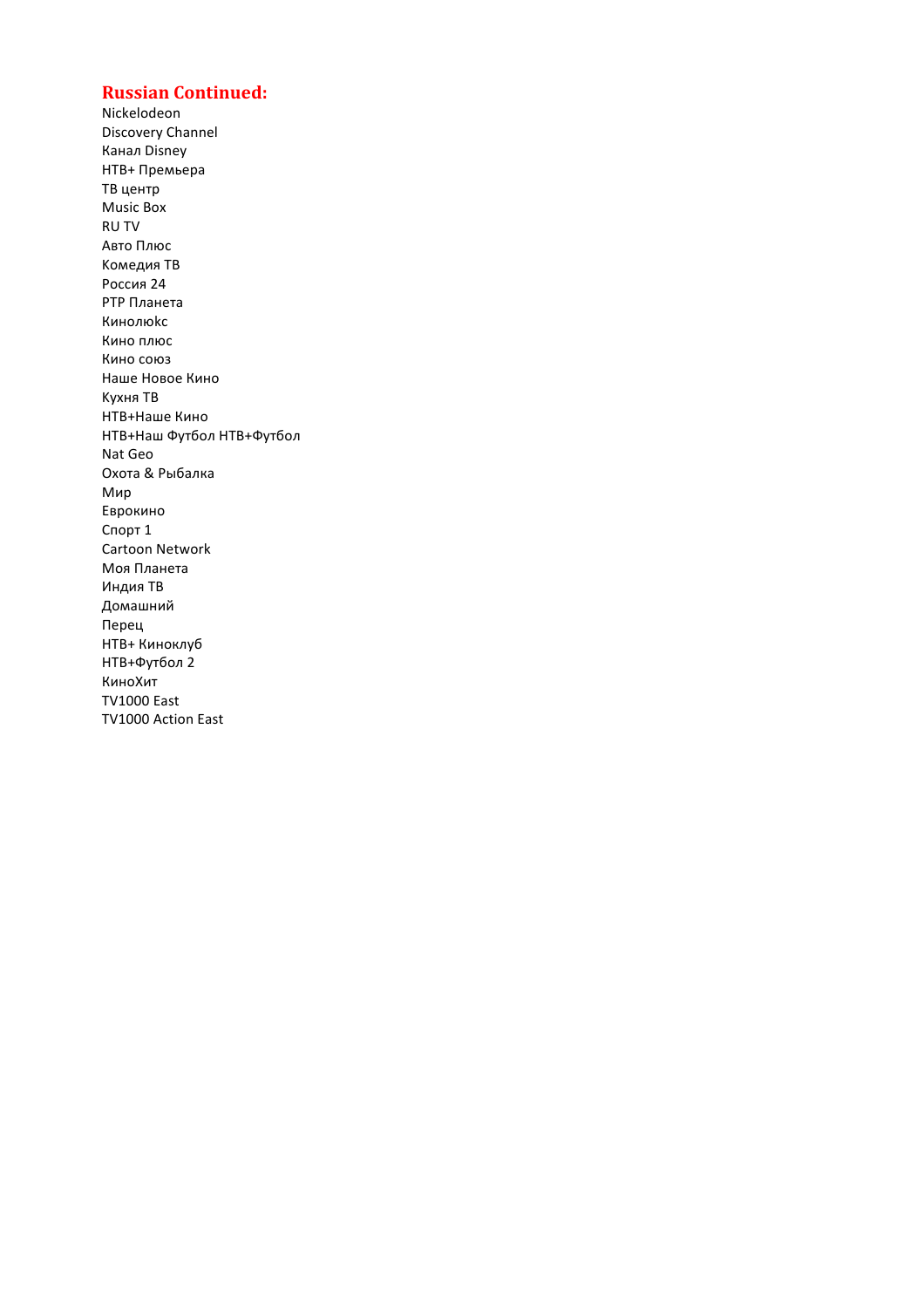## Russian Continued:

Nickelodeon
Discovery Channel
Канал Disney
НТВ+ Премьера
ТВ центр
Music Box
RU TV
Авто Плюс
Комедия ТВ
Россия 24
РТР Планета
Кинолюкс
Кино плюс
Кино союз
Наше Новое Кино
Кухня ТВ
НТВ+Наше Кино
НТВ+Наш Футбол НТВ+Футбол
Nat Geo
Охота & Рыбалка
Мир
Еврокино
Спорт 1
Cartoon Network
Моя Планета
Индия ТВ
Домашний
Перец
НТВ+ Киноклуб
НТВ+Футбол 2
КиноХит
TV1000 East
TV1000 Action East